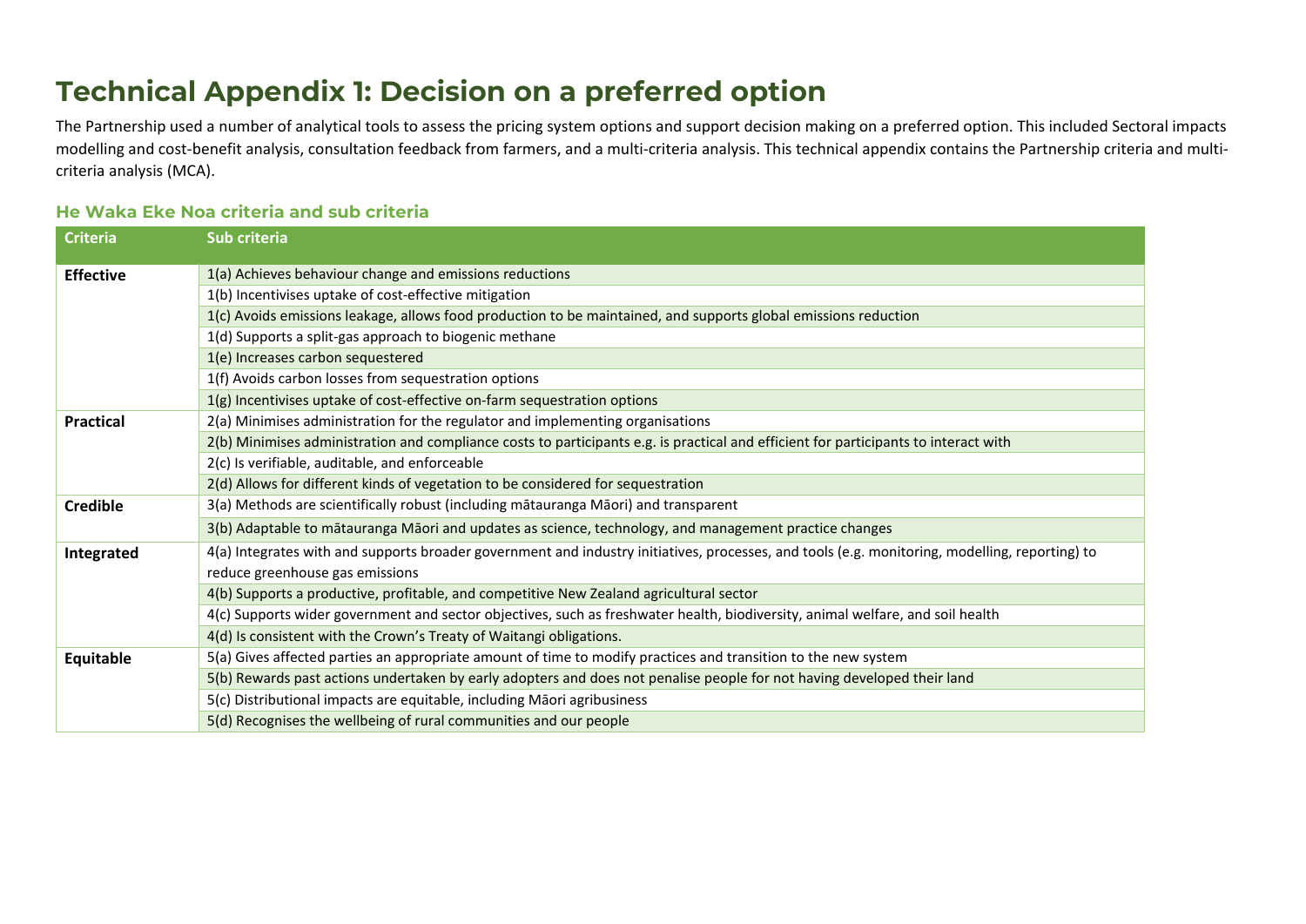# Technical Appendix 1: Decision on a preferred option

The Partnership used a number of analytical tools to assess the pricing system options and support decision making on a preferred option. This included Sectoral impacts modelling and cost-benefit analysis, consultation feedback from farmers, and a multi-criteria analysis. This technical appendix contains the Partnership criteria and multi-criteria analysis (MCA).

### He Waka Eke Noa criteria and sub criteria

| Criteria | Sub criteria |
| --- | --- |
| **Effective** | 1(a) Achieves behaviour change and emissions reductions |
| | 1(b) Incentivises uptake of cost-effective mitigation |
| | 1(c) Avoids emissions leakage, allows food production to be maintained, and supports global emissions reduction |
| | 1(d) Supports a split-gas approach to biogenic methane |
| | 1(e) Increases carbon sequestered |
| | 1(f) Avoids carbon losses from sequestration options |
| | 1(g) Incentivises uptake of cost-effective on-farm sequestration options |
| **Practical** | 2(a) Minimises administration for the regulator and implementing organisations |
| | 2(b) Minimises administration and compliance costs to participants e.g. is practical and efficient for participants to interact with |
| | 2(c) Is verifiable, auditable, and enforceable |
| | 2(d) Allows for different kinds of vegetation to be considered for sequestration |
| **Credible** | 3(a) Methods are scientifically robust (including mātauranga Māori) and transparent |
| | 3(b) Adaptable to mātauranga Māori and updates as science, technology, and management practice changes |
| **Integrated** | 4(a) Integrates with and supports broader government and industry initiatives, processes, and tools (e.g. monitoring, modelling, reporting) to reduce greenhouse gas emissions |
| | 4(b) Supports a productive, profitable, and competitive New Zealand agricultural sector |
| | 4(c) Supports wider government and sector objectives, such as freshwater health, biodiversity, animal welfare, and soil health |
| | 4(d) Is consistent with the Crown's Treaty of Waitangi obligations. |
| **Equitable** | 5(a) Gives affected parties an appropriate amount of time to modify practices and transition to the new system |
| | 5(b) Rewards past actions undertaken by early adopters and does not penalise people for not having developed their land |
| | 5(c) Distributional impacts are equitable, including Māori agribusiness |
| | 5(d) Recognises the wellbeing of rural communities and our people |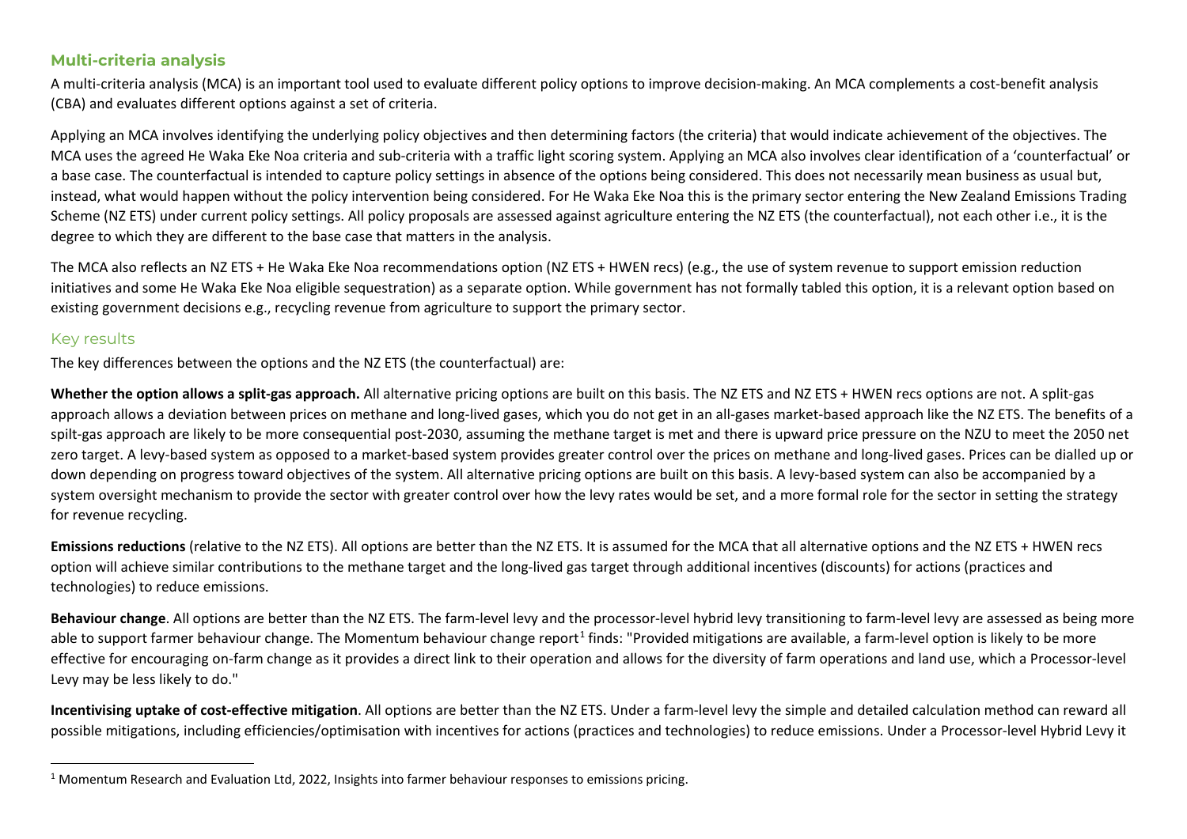## Multi-criteria analysis

A multi-criteria analysis (MCA) is an important tool used to evaluate different policy options to improve decision-making. An MCA complements a cost-benefit analysis (CBA) and evaluates different options against a set of criteria.

Applying an MCA involves identifying the underlying policy objectives and then determining factors (the criteria) that would indicate achievement of the objectives. The MCA uses the agreed He Waka Eke Noa criteria and sub-criteria with a traffic light scoring system. Applying an MCA also involves clear identification of a 'counterfactual' or a base case. The counterfactual is intended to capture policy settings in absence of the options being considered. This does not necessarily mean business as usual but, instead, what would happen without the policy intervention being considered. For He Waka Eke Noa this is the primary sector entering the New Zealand Emissions Trading Scheme (NZ ETS) under current policy settings. All policy proposals are assessed against agriculture entering the NZ ETS (the counterfactual), not each other i.e., it is the degree to which they are different to the base case that matters in the analysis.

The MCA also reflects an NZ ETS + He Waka Eke Noa recommendations option (NZ ETS + HWEN recs) (e.g., the use of system revenue to support emission reduction initiatives and some He Waka Eke Noa eligible sequestration) as a separate option. While government has not formally tabled this option, it is a relevant option based on existing government decisions e.g., recycling revenue from agriculture to support the primary sector.

### Key results

The key differences between the options and the NZ ETS (the counterfactual) are:

**Whether the option allows a split-gas approach.** All alternative pricing options are built on this basis. The NZ ETS and NZ ETS + HWEN recs options are not. A split-gas approach allows a deviation between prices on methane and long-lived gases, which you do not get in an all-gases market-based approach like the NZ ETS. The benefits of a spilt-gas approach are likely to be more consequential post-2030, assuming the methane target is met and there is upward price pressure on the NZU to meet the 2050 net zero target. A levy-based system as opposed to a market-based system provides greater control over the prices on methane and long-lived gases. Prices can be dialled up or down depending on progress toward objectives of the system. All alternative pricing options are built on this basis. A levy-based system can also be accompanied by a system oversight mechanism to provide the sector with greater control over how the levy rates would be set, and a more formal role for the sector in setting the strategy for revenue recycling.

**Emissions reductions** (relative to the NZ ETS). All options are better than the NZ ETS. It is assumed for the MCA that all alternative options and the NZ ETS + HWEN recs option will achieve similar contributions to the methane target and the long-lived gas target through additional incentives (discounts) for actions (practices and technologies) to reduce emissions.

**Behaviour change**. All options are better than the NZ ETS. The farm-level levy and the processor-level hybrid levy transitioning to farm-level levy are assessed as being more able to support farmer behaviour change. The Momentum behaviour change report[1] finds: "Provided mitigations are available, a farm-level option is likely to be more effective for encouraging on-farm change as it provides a direct link to their operation and allows for the diversity of farm operations and land use, which a Processor-level Levy may be less likely to do."

**Incentivising uptake of cost-effective mitigation**. All options are better than the NZ ETS. Under a farm-level levy the simple and detailed calculation method can reward all possible mitigations, including efficiencies/optimisation with incentives for actions (practices and technologies) to reduce emissions. Under a Processor-level Hybrid Levy it

[1] Momentum Research and Evaluation Ltd, 2022, Insights into farmer behaviour responses to emissions pricing.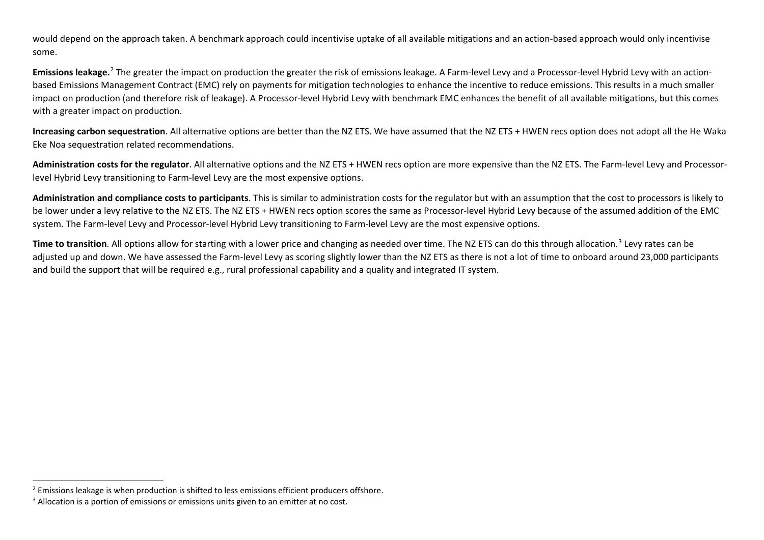would depend on the approach taken. A benchmark approach could incentivise uptake of all available mitigations and an action-based approach would only incentivise some.

**Emissions leakage.**[2] The greater the impact on production the greater the risk of emissions leakage. A Farm-level Levy and a Processor-level Hybrid Levy with an action-based Emissions Management Contract (EMC) rely on payments for mitigation technologies to enhance the incentive to reduce emissions. This results in a much smaller impact on production (and therefore risk of leakage). A Processor-level Hybrid Levy with benchmark EMC enhances the benefit of all available mitigations, but this comes with a greater impact on production.

**Increasing carbon sequestration**. All alternative options are better than the NZ ETS. We have assumed that the NZ ETS + HWEN recs option does not adopt all the He Waka Eke Noa sequestration related recommendations.

**Administration costs for the regulator**. All alternative options and the NZ ETS + HWEN recs option are more expensive than the NZ ETS. The Farm-level Levy and Processor-level Hybrid Levy transitioning to Farm-level Levy are the most expensive options.

**Administration and compliance costs to participants**. This is similar to administration costs for the regulator but with an assumption that the cost to processors is likely to be lower under a levy relative to the NZ ETS. The NZ ETS + HWEN recs option scores the same as Processor-level Hybrid Levy because of the assumed addition of the EMC system. The Farm-level Levy and Processor-level Hybrid Levy transitioning to Farm-level Levy are the most expensive options.

**Time to transition**. All options allow for starting with a lower price and changing as needed over time. The NZ ETS can do this through allocation.[3] Levy rates can be adjusted up and down. We have assessed the Farm-level Levy as scoring slightly lower than the NZ ETS as there is not a lot of time to onboard around 23,000 participants and build the support that will be required e.g., rural professional capability and a quality and integrated IT system.

[2] Emissions leakage is when production is shifted to less emissions efficient producers offshore.

[3] Allocation is a portion of emissions or emissions units given to an emitter at no cost.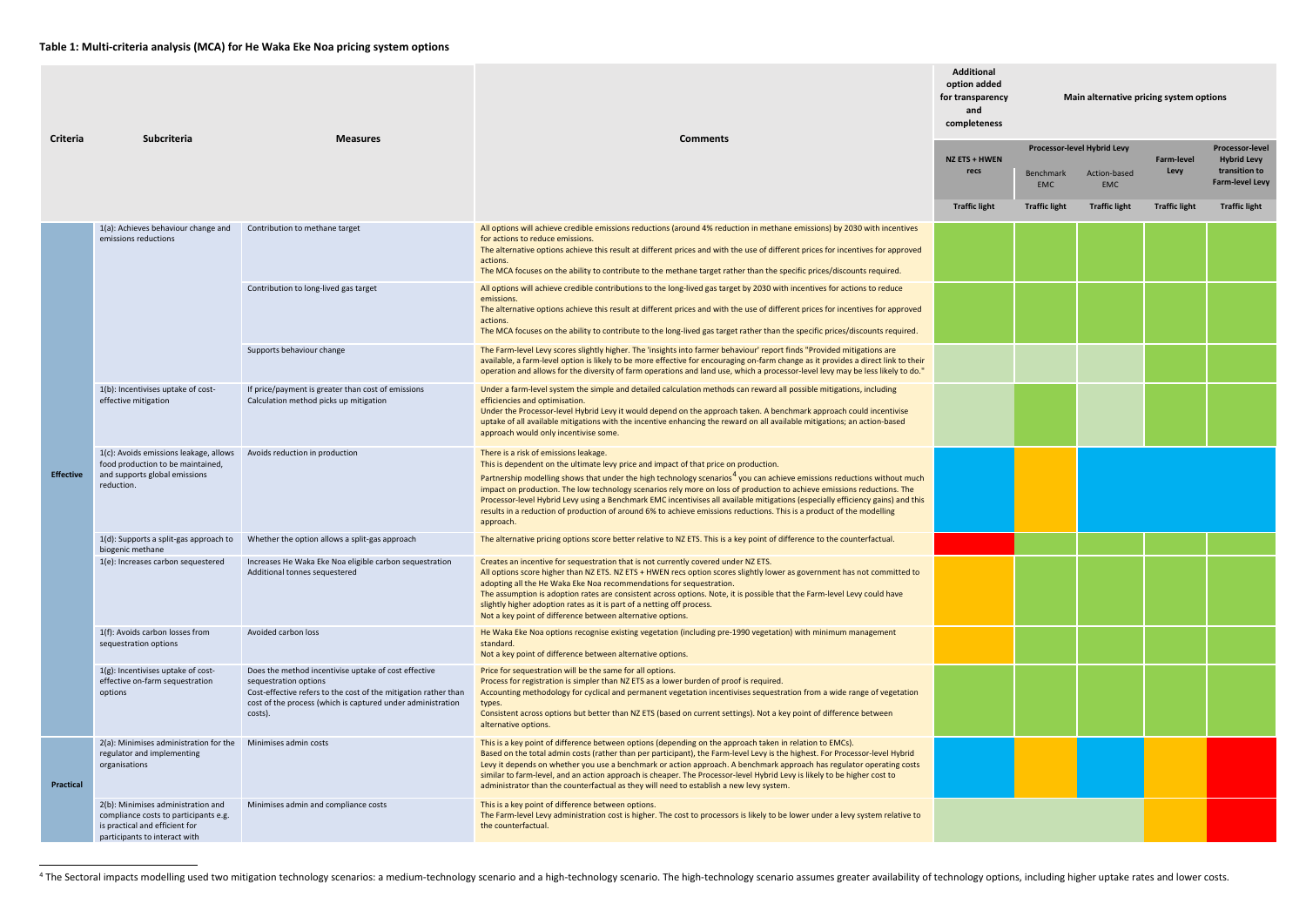**Table 1: Multi-criteria analysis (MCA) for He Waka Eke Noa pricing system options**

| Criteria | Subcriteria | Measures | Comments | Additional option added for transparency and completeness: NZ ETS + HWEN recs | Main alternative pricing system options: Processor-level Hybrid Levy – Benchmark EMC | Main alternative pricing system options: Processor-level Hybrid Levy – Action-based EMC | Main alternative pricing system options: Farm-level Levy | Main alternative pricing system options: Processor-level Hybrid Levy transition to Farm-level Levy |
|---|---|---|---|---|---|---|---|---|
| | | | | Traffic light | Traffic light | Traffic light | Traffic light | Traffic light |
| Effective | 1(a): Achieves behaviour change and emissions reductions | Contribution to methane target | All options will achieve credible emissions reductions (around 4% reduction in methane emissions) by 2030 with incentives for actions to reduce emissions. The alternative options achieve this result at different prices and with the use of different prices for incentives for approved actions. The MCA focuses on the ability to contribute to the methane target rather than the specific prices/discounts required. | Green | Green | Green | Green | Green |
| | | Contribution to long-lived gas target | All options will achieve credible contributions to the long-lived gas target by 2030 with incentives for actions to reduce emissions. The alternative options achieve this result at different prices and with the use of different prices for incentives for approved actions. The MCA focuses on the ability to contribute to the long-lived gas target rather than the specific prices/discounts required. | Green | Green | Green | Green | Green |
| | | Supports behaviour change | The Farm-level Levy scores slightly higher. The 'insights into farmer behaviour' report finds "Provided mitigations are available, a farm-level option is likely to be more effective for encouraging on-farm change as it provides a direct link to their operation and allows for the diversity of farm operations and land use, which a processor-level levy may be less likely to do." | Light green | Light green | Light green | Green | Green |
| | 1(b): Incentivises uptake of cost-effective mitigation | If price/payment is greater than cost of emissions Calculation method picks up mitigation | Under a farm-level system the simple and detailed calculation methods can reward all possible mitigations, including efficiencies and optimisation. Under the Processor-level Hybrid Levy it would depend on the approach taken. A benchmark approach could incentivise uptake of all available mitigations with the incentive enhancing the reward on all available mitigations; an action-based approach would only incentivise some. | Light green | Green | Light green | Green | Green |
| | 1(c): Avoids emissions leakage, allows food production to be maintained, and supports global emissions reduction. | Avoids reduction in production | There is a risk of emissions leakage. This is dependent on the ultimate levy price and impact of that price on production. Partnership modelling shows that under the high technology scenarios[4] you can achieve emissions reductions without much impact on production. The low technology scenarios rely more on loss of production to achieve emissions reductions. The Processor-level Hybrid Levy using a Benchmark EMC incentivises all available mitigations (especially efficiency gains) and this results in a reduction of production of around 6% to achieve emissions reductions. This is a product of the modelling approach. | Blue | Orange | Blue | Blue | Blue |
| | 1(d): Supports a split-gas approach to biogenic methane | Whether the option allows a split-gas approach | The alternative pricing options score better relative to NZ ETS. This is a key point of difference to the counterfactual. | Red | Green | Green | Green | Green |
| | 1(e): Increases carbon sequestered | Increases He Waka Eke Noa eligible carbon sequestration Additional tonnes sequestered | Creates an incentive for sequestration that is not currently covered under NZ ETS. All options score higher than NZ ETS. NZ ETS + HWEN recs option scores slightly lower as government has not committed to adopting all the He Waka Eke Noa recommendations for sequestration. The assumption is adoption rates are consistent across options. Note, it is possible that the Farm-level Levy could have slightly higher adoption rates as it is part of a netting off process. Not a key point of difference between alternative options. | Orange | Green | Green | Green | Green |
| | 1(f): Avoids carbon losses from sequestration options | Avoided carbon loss | He Waka Eke Noa options recognise existing vegetation (including pre-1990 vegetation) with minimum management standard. Not a key point of difference between alternative options. | Orange | Green | Green | Green | Green |
| | 1(g): Incentivises uptake of cost-effective on-farm sequestration options | Does the method incentivise uptake of cost effective sequestration options Cost-effective refers to the cost of the mitigation rather than cost of the process (which is captured under administration costs). | Price for sequestration will be the same for all options. Process for registration is simpler than NZ ETS as a lower burden of proof is required. Accounting methodology for cyclical and permanent vegetation incentivises sequestration from a wide range of vegetation types. Consistent across options but better than NZ ETS (based on current settings). Not a key point of difference between alternative options. | Green | Green | Green | Green | Green |
| Practical | 2(a): Minimises administration for the regulator and implementing organisations | Minimises admin costs | This is a key point of difference between options (depending on the approach taken in relation to EMCs). Based on the total admin costs (rather than per participant), the Farm-level Levy is the highest. For Processor-level Hybrid Levy it depends on whether you use a benchmark or action approach. A benchmark approach has regulator operating costs similar to farm-level, and an action approach is cheaper. The Processor-level Hybrid Levy is likely to be higher cost to administrator than the counterfactual as they will need to establish a new levy system. | Blue | Orange | Blue | Orange | Red |
| | 2(b): Minimises administration and compliance costs to participants e.g. is practical and efficient for participants to interact with | Minimises admin and compliance costs | This is a key point of difference between options. The Farm-level Levy administration cost is higher. The cost to processors is likely to be lower under a levy system relative to the counterfactual. | Light green | Light green | Light green | Orange | Red |

[4] The Sectoral impacts modelling used two mitigation technology scenarios: a medium-technology scenario and a high-technology scenario. The high-technology scenario assumes greater availability of technology options, including higher uptake rates and lower costs.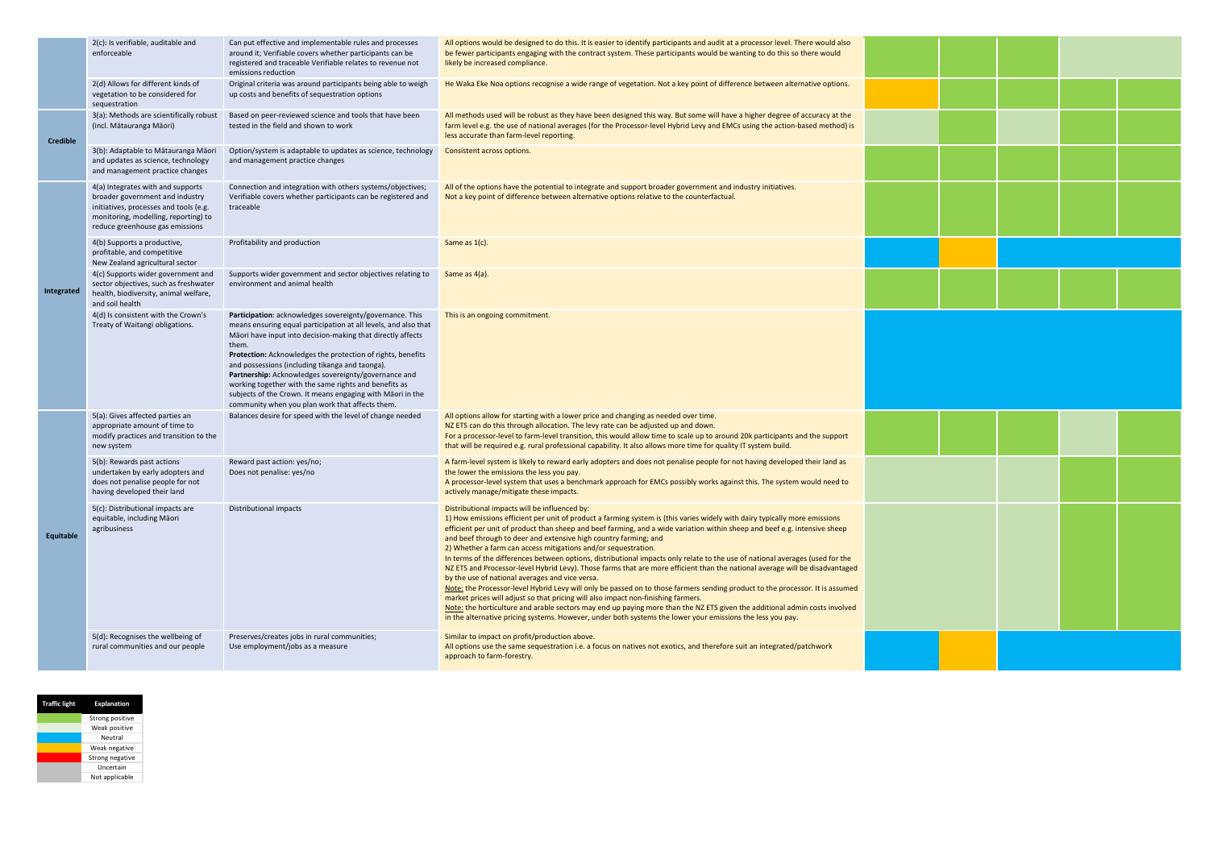| | | | | | | | | |
|---|---|---|---|---|---|---|---|---|
| | 2(c): Is verifiable, auditable and enforceable | Can put effective and implementable rules and processes around it; Verifiable covers whether participants can be registered and traceable Verifiable relates to revenue not emissions reduction | All options would be designed to do this. It is easier to identify participants and audit at a processor level. There would also be fewer participants engaging with the contract system. These participants would be wanting to do this so there would likely be increased compliance. | Strong positive | Strong positive | Strong positive | Weak positive | Weak positive |
| | 2(d) Allows for different kinds of vegetation to be considered for sequestration | Original criteria was around participants being able to weigh up costs and benefits of sequestration options | He Waka Eke Noa options recognise a wide range of vegetation. Not a key point of difference between alternative options. | Weak negative | Strong positive | Strong positive | Strong positive | Strong positive |
| Credible | 3(a): Methods are scientifically robust (incl. Mātauranga Māori) | Based on peer-reviewed science and tools that have been tested in the field and shown to work | All methods used will be robust as they have been designed this way. But some will have a higher degree of accuracy at the farm level e.g. the use of national averages (for the Processor-level Hybrid Levy and EMCs using the action-based method) is less accurate than farm-level reporting. | Weak positive | Strong positive | Weak positive | Strong positive | Strong positive |
| | 3(b): Adaptable to Mātauranga Māori and updates as science, technology and management practice changes | Option/system is adaptable to updates as science, technology and management practice changes | Consistent across options. | Strong positive | Strong positive | Strong positive | Strong positive | Strong positive |
| Integrated | 4(a) Integrates with and supports broader government and industry initiatives, processes and tools (e.g. monitoring, modelling, reporting) to reduce greenhouse gas emissions | Connection and integration with others systems/objectives; Verifiable covers whether participants can be registered and traceable | All of the options have the potential to integrate and support broader government and industry initiatives. Not a key point of difference between alternative options relative to the counterfactual. | Strong positive | Strong positive | Strong positive | Strong positive | Strong positive |
| | 4(b) Supports a productive, profitable, and competitive New Zealand agricultural sector | Profitability and production | Same as 1(c). | Neutral | Weak negative | Neutral | Neutral | Neutral |
| | 4(c) Supports wider government and sector objectives, such as freshwater health, biodiversity, animal welfare, and soil health | Supports wider government and sector objectives relating to environment and animal health | Same as 4(a). | Strong positive | Strong positive | Strong positive | Strong positive | Strong positive |
| | 4(d) Is consistent with the Crown's Treaty of Waitangi obligations. | **Participation**: acknowledges sovereignty/governance. This means ensuring equal participation at all levels, and also that Māori have input into decision-making that directly affects them. **Protection:** Acknowledges the protection of rights, benefits and possessions (including tikanga and taonga). **Partnership:** Acknowledges sovereignty/governance and working together with the same rights and benefits as subjects of the Crown. It means engaging with Māori in the community when you plan work that affects them. | This is an ongoing commitment. | Neutral | Neutral | Neutral | Neutral | Neutral |
| Equitable | 5(a): Gives affected parties an appropriate amount of time to modify practices and transition to the new system | Balances desire for speed with the level of change needed | All options allow for starting with a lower price and changing as needed over time. NZ ETS can do this through allocation. The levy rate can be adjusted up and down. For a processor-level to farm-level transition, this would allow time to scale up to around 20k participants and the support that will be required e.g. rural professional capability. It also allows more time for quality IT system build. | Strong positive | Strong positive | Strong positive | Weak positive | Strong positive |
| | 5(b): Rewards past actions undertaken by early adopters and does not penalise people for not having developed their land | Reward past action: yes/no; Does not penalise: yes/no | A farm-level system is likely to reward early adopters and does not penalise people for not having developed their land as the lower the emissions the less you pay. A processor-level system that uses a benchmark approach for EMCs possibly works against this. The system would need to actively manage/mitigate these impacts. | Weak positive | Weak positive | Weak positive | Strong positive | Strong positive |
| | 5(c): Distributional impacts are equitable, including Māori agribusiness | Distributional impacts | Distributional impacts will be influenced by: 1) How emissions efficient per unit of product a farming system is (this varies widely with dairy typically more emissions efficient per unit of product than sheep and beef farming, and a wide variation within sheep and beef e.g. intensive sheep and beef through to deer and extensive high country farming; and 2) Whether a farm can access mitigations and/or sequestration. In terms of the differences between options, distributional impacts only relate to the use of national averages (used for the NZ ETS and Processor-level Hybrid Levy). Those farms that are more efficient than the national average will be disadvantaged by the use of national averages and vice versa. Note: the Processor-level Hybrid Levy will only be passed on to those farmers sending product to the processor. It is assumed market prices will adjust so that pricing will also impact non-finishing farmers. Note: the horticulture and arable sectors may end up paying more than the NZ ETS given the additional admin costs involved in the alternative pricing systems. However, under both systems the lower your emissions the less you pay. | Weak positive | Weak positive | Weak positive | Strong positive | Strong positive |
| | 5(d): Recognises the wellbeing of rural communities and our people | Preserves/creates jobs in rural communities; Use employment/jobs as a measure | Similar to impact on profit/production above. All options use the same sequestration i.e. a focus on natives not exotics, and therefore suit an integrated/patchwork approach to farm-forestry. | Neutral | Weak negative | Neutral | Neutral | Neutral |

| Traffic light | Explanation |
|---|---|
| (dark green) | Strong positive |
| (light green) | Weak positive |
| (blue) | Neutral |
| (orange) | Weak negative |
| (red) | Strong negative |
| | Uncertain |
| (grey) | Not applicable |